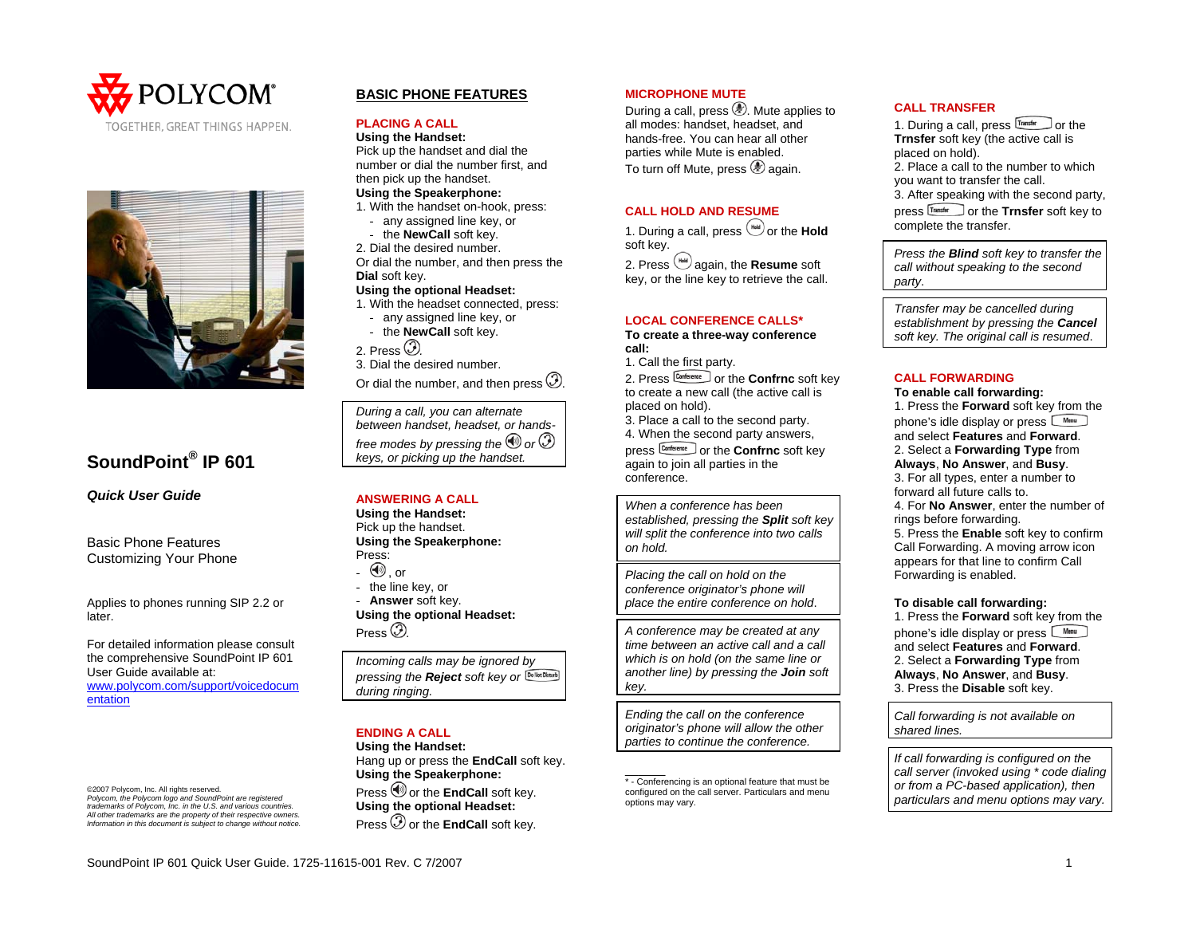POLYCOM®

TOGETHER, GREAT THINGS HAPPEN.

# SoundPoint® IP 601

***Quick User Guide***

Basic Phone Features
Customizing Your Phone

Applies to phones running SIP 2.2 or later.

For detailed information please consult the comprehensive SoundPoint IP 601 User Guide available at: www.polycom.com/support/voicedocumentation

*©2007 Polycom, Inc. All rights reserved.*
*Polycom, the Polycom logo and SoundPoint are registered trademarks of Polycom, Inc. in the U.S. and various countries. All other trademarks are the property of their respective owners. Information in this document is subject to change without notice.*

## BASIC PHONE FEATURES

### PLACING A CALL

**Using the Handset:**
Pick up the handset and dial the number or dial the number first, and then pick up the handset.

**Using the Speakerphone:**
1. With the handset on-hook, press:
   - any assigned line key, or
   - the **NewCall** soft key.
2. Dial the desired number.
Or dial the number, and then press the **Dial** soft key.

**Using the optional Headset:**
1. With the headset connected, press:
   - any assigned line key, or
   - the **NewCall** soft key.
2. Press [Headset].
3. Dial the desired number.
Or dial the number, and then press [Headset].

*During a call, you can alternate between handset, headset, or hands-free modes by pressing the [Speaker] or [Headset] keys, or picking up the handset.*

### ANSWERING A CALL

**Using the Handset:**
Pick up the handset.

**Using the Speakerphone:**
Press:
- [Speaker], or
- the line key, or
- **Answer** soft key.

**Using the optional Headset:**
Press [Headset].

*Incoming calls may be ignored by pressing the **Reject** soft key or [Do Not Disturb] during ringing.*

### ENDING A CALL

**Using the Handset:**
Hang up or press the **EndCall** soft key.

**Using the Speakerphone:**
Press [Speaker] or the **EndCall** soft key.

**Using the optional Headset:**
Press [Headset] or the **EndCall** soft key.

### MICROPHONE MUTE

During a call, press [Mute]. Mute applies to all modes: handset, headset, and hands-free. You can hear all other parties while Mute is enabled.
To turn off Mute, press [Mute] again.

### CALL HOLD AND RESUME

1. During a call, press [Hold] or the **Hold** soft key.
2. Press [Hold] again, the **Resume** soft key, or the line key to retrieve the call.

### LOCAL CONFERENCE CALLS*

**To create a three-way conference call:**
1. Call the first party.
2. Press [Conference] or the **Confrnc** soft key to create a new call (the active call is placed on hold).
3. Place a call to the second party.
4. When the second party answers, press [Conference] or the **Confrnc** soft key again to join all parties in the conference.

*When a conference has been established, pressing the **Split** soft key will split the conference into two calls on hold.*

*Placing the call on hold on the conference originator's phone will place the entire conference on hold.*

*A conference may be created at any time between an active call and a call which is on hold (on the same line or another line) by pressing the **Join** soft key.*

*Ending the call on the conference originator's phone will allow the other parties to continue the conference.*

\* - Conferencing is an optional feature that must be configured on the call server. Particulars and menu options may vary.

### CALL TRANSFER

1. During a call, press [Transfer] or the **Trnsfer** soft key (the active call is placed on hold).
2. Place a call to the number to which you want to transfer the call.
3. After speaking with the second party, press [Transfer] or the **Trnsfer** soft key to complete the transfer.

*Press the **Blind** soft key to transfer the call without speaking to the second party.*

*Transfer may be cancelled during establishment by pressing the **Cancel** soft key. The original call is resumed.*

### CALL FORWARDING

**To enable call forwarding:**
1. Press the **Forward** soft key from the phone's idle display or press [Menu] and select **Features** and **Forward**.
2. Select a **Forwarding Type** from **Always**, **No Answer**, and **Busy**.
3. For all types, enter a number to forward all future calls to.
4. For **No Answer**, enter the number of rings before forwarding.
5. Press the **Enable** soft key to confirm Call Forwarding. A moving arrow icon appears for that line to confirm Call Forwarding is enabled.

**To disable call forwarding:**
1. Press the **Forward** soft key from the phone's idle display or press [Menu] and select **Features** and **Forward**.
2. Select a **Forwarding Type** from **Always**, **No Answer**, and **Busy**.
3. Press the **Disable** soft key.

*Call forwarding is not available on shared lines.*

*If call forwarding is configured on the call server (invoked using \* code dialing or from a PC-based application), then particulars and menu options may vary.*

SoundPoint IP 601 Quick User Guide. 1725-11615-001 Rev. C 7/2007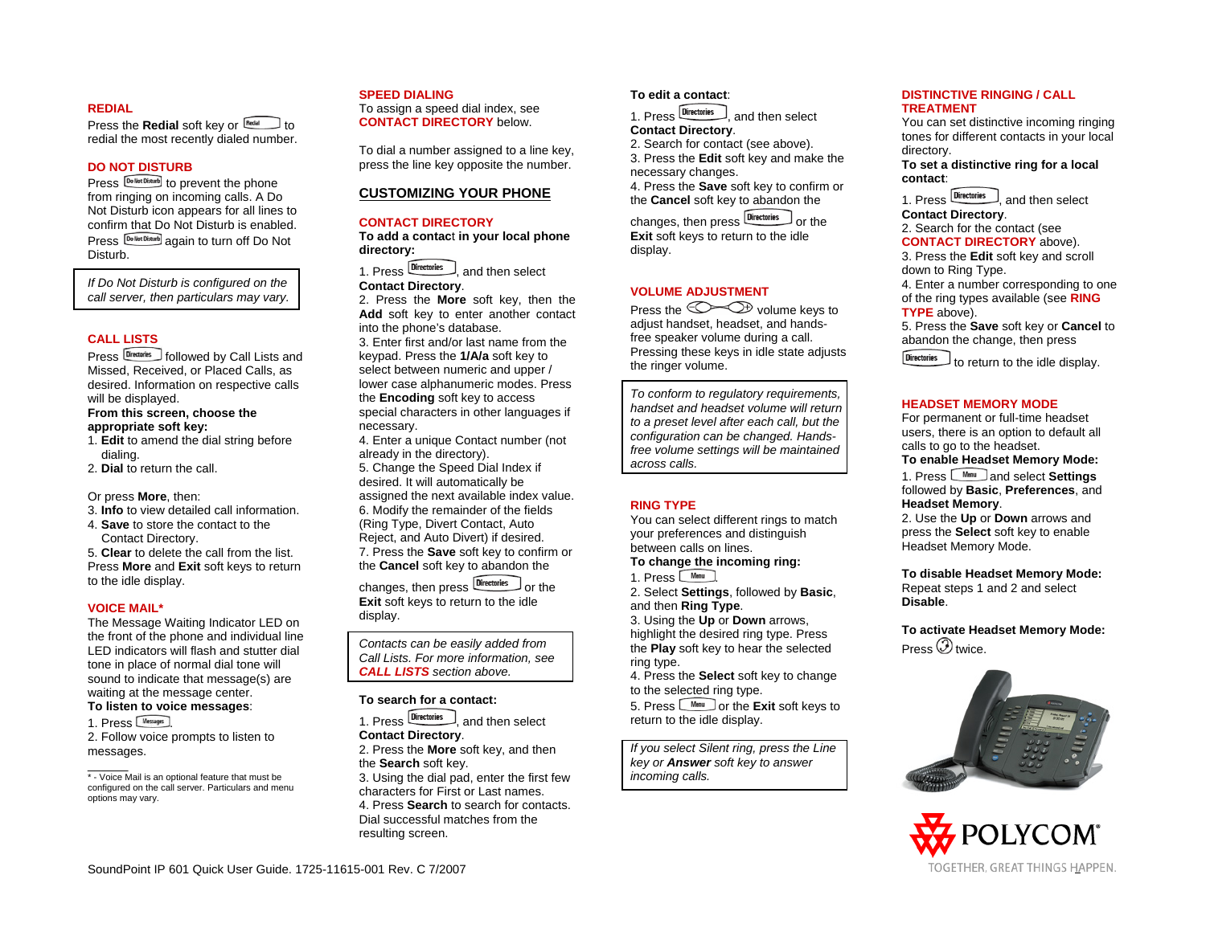## REDIAL

Press the **Redial** soft key or [Redial] to redial the most recently dialed number.

## DO NOT DISTURB

Press [Do Not Disturb] to prevent the phone from ringing on incoming calls. A Do Not Disturb icon appears for all lines to confirm that Do Not Disturb is enabled. Press [Do Not Disturb] again to turn off Do Not Disturb.

*If Do Not Disturb is configured on the call server, then particulars may vary.*

## CALL LISTS

Press [Directories] followed by Call Lists and Missed, Received, or Placed Calls, as desired. Information on respective calls will be displayed.

**From this screen, choose the appropriate soft key:**

1. **Edit** to amend the dial string before dialing.
2. **Dial** to return the call.

Or press **More**, then:

3. **Info** to view detailed call information.
4. **Save** to store the contact to the Contact Directory.
5. **Clear** to delete the call from the list.

Press **More** and **Exit** soft keys to return to the idle display.

## VOICE MAIL*

The Message Waiting Indicator LED on the front of the phone and individual line LED indicators will flash and stutter dial tone in place of normal dial tone will sound to indicate that message(s) are waiting at the message center.

**To listen to voice messages**:

1. Press [Messages].
2. Follow voice prompts to listen to messages.

* - Voice Mail is an optional feature that must be configured on the call server. Particulars and menu options may vary.

## SPEED DIALING

To assign a speed dial index, see **CONTACT DIRECTORY** below.

To dial a number assigned to a line key, press the line key opposite the number.

# CUSTOMIZING YOUR PHONE

## CONTACT DIRECTORY

**To add a contact in your local phone directory:**

1. Press [Directories], and then select **Contact Directory**.
2. Press the **More** soft key, then the **Add** soft key to enter another contact into the phone's database.
3. Enter first and/or last name from the keypad. Press the **1/A/a** soft key to select between numeric and upper / lower case alphanumeric modes. Press the **Encoding** soft key to access special characters in other languages if necessary.
4. Enter a unique Contact number (not already in the directory).
5. Change the Speed Dial Index if desired. It will automatically be assigned the next available index value.
6. Modify the remainder of the fields (Ring Type, Divert Contact, Auto Reject, and Auto Divert) if desired.
7. Press the **Save** soft key to confirm or the **Cancel** soft key to abandon the changes, then press [Directories] or the **Exit** soft keys to return to the idle display.

*Contacts can be easily added from Call Lists. For more information, see* ***CALL LISTS*** *section above.*

**To search for a contact:**

1. Press [Directories], and then select **Contact Directory**.
2. Press the **More** soft key, and then the **Search** soft key.
3. Using the dial pad, enter the first few characters for First or Last names.
4. Press **Search** to search for contacts. Dial successful matches from the resulting screen.

**To edit a contact**:

1. Press [Directories], and then select **Contact Directory**.
2. Search for contact (see above).
3. Press the **Edit** soft key and make the necessary changes.
4. Press the **Save** soft key to confirm or the **Cancel** soft key to abandon the changes, then press [Directories] or the **Exit** soft keys to return to the idle display.

## VOLUME ADJUSTMENT

Press the [- +] volume keys to adjust handset, headset, and hands-free speaker volume during a call. Pressing these keys in idle state adjusts the ringer volume.

*To conform to regulatory requirements, handset and headset volume will return to a preset level after each call, but the configuration can be changed. Hands-free volume settings will be maintained across calls.*

## RING TYPE

You can select different rings to match your preferences and distinguish between calls on lines.

**To change the incoming ring:**

1. Press [Menu].
2. Select **Settings**, followed by **Basic**, and then **Ring Type**.
3. Using the **Up** or **Down** arrows, highlight the desired ring type. Press the **Play** soft key to hear the selected ring type.
4. Press the **Select** soft key to change to the selected ring type.
5. Press [Menu] or the **Exit** soft keys to return to the idle display.

*If you select Silent ring, press the Line key or* ***Answer*** *soft key to answer incoming calls.*

## DISTINCTIVE RINGING / CALL TREATMENT

You can set distinctive incoming ringing tones for different contacts in your local directory.

**To set a distinctive ring for a local contact**:

1. Press [Directories], and then select **Contact Directory**.
2. Search for the contact (see **CONTACT DIRECTORY** above).
3. Press the **Edit** soft key and scroll down to Ring Type.
4. Enter a number corresponding to one of the ring types available (see **RING TYPE** above).
5. Press the **Save** soft key or **Cancel** to abandon the change, then press [Directories] to return to the idle display.

## HEADSET MEMORY MODE

For permanent or full-time headset users, there is an option to default all calls to go to the headset.

**To enable Headset Memory Mode:**

1. Press [Menu] and select **Settings** followed by **Basic**, **Preferences**, and **Headset Memory**.
2. Use the **Up** or **Down** arrows and press the **Select** soft key to enable Headset Memory Mode.

**To disable Headset Memory Mode:**
Repeat steps 1 and 2 and select **Disable**.

**To activate Headset Memory Mode:**
Press [headset] twice.

POLYCOM
TOGETHER, GREAT THINGS HAPPEN.

SoundPoint IP 601 Quick User Guide. 1725-11615-001 Rev. C 7/2007